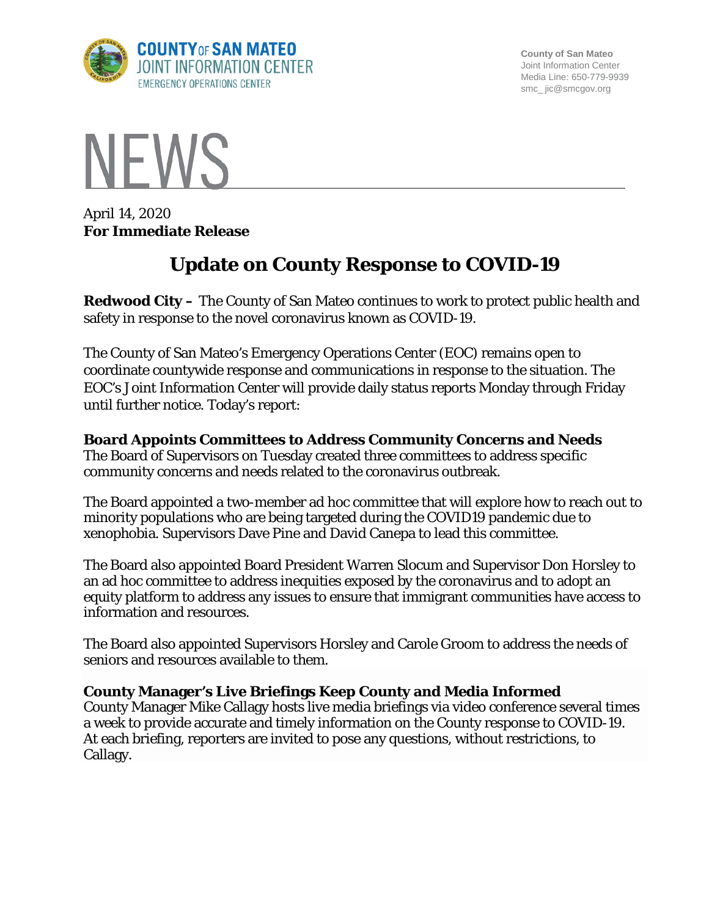County of San Mateo
Joint Information Center
Media Line: 650-779-9939
smc_ jic@smcgov.org

# NEWS

April 14, 2020
**For Immediate Release**

# Update on County Response to COVID-19

**Redwood City –** The County of San Mateo continues to work to protect public health and safety in response to the novel coronavirus known as COVID-19.

The County of San Mateo's Emergency Operations Center (EOC) remains open to coordinate countywide response and communications in response to the situation. The EOC's Joint Information Center will provide daily status reports Monday through Friday until further notice. Today's report:

**Board Appoints Committees to Address Community Concerns and Needs**
The Board of Supervisors on Tuesday created three committees to address specific community concerns and needs related to the coronavirus outbreak.

The Board appointed a two-member ad hoc committee that will explore how to reach out to minority populations who are being targeted during the COVID19 pandemic due to xenophobia. Supervisors Dave Pine and David Canepa to lead this committee.

The Board also appointed Board President Warren Slocum and Supervisor Don Horsley to an ad hoc committee to address inequities exposed by the coronavirus and to adopt an equity platform to address any issues to ensure that immigrant communities have access to information and resources.

The Board also appointed Supervisors Horsley and Carole Groom to address the needs of seniors and resources available to them.

**County Manager's Live Briefings Keep County and Media Informed**
County Manager Mike Callagy hosts live media briefings via video conference several times a week to provide accurate and timely information on the County response to COVID-19. At each briefing, reporters are invited to pose any questions, without restrictions, to Callagy.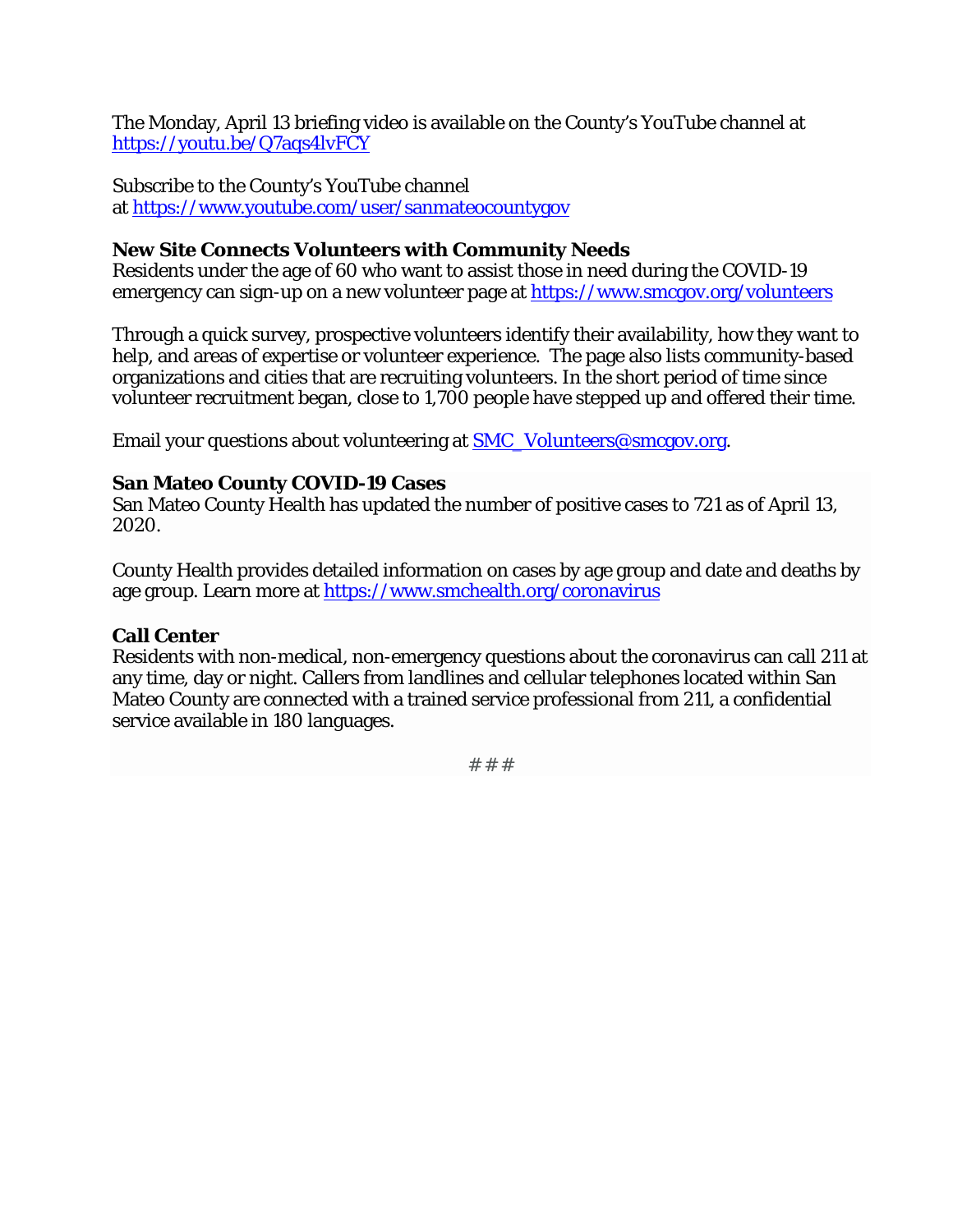The Monday, April 13 briefing video is available on the County's YouTube channel at https://youtu.be/Q7aqs4lvFCY

Subscribe to the County's YouTube channel at https://www.youtube.com/user/sanmateocountygov

**New Site Connects Volunteers with Community Needs**
Residents under the age of 60 who want to assist those in need during the COVID-19 emergency can sign-up on a new volunteer page at https://www.smcgov.org/volunteers

Through a quick survey, prospective volunteers identify their availability, how they want to help, and areas of expertise or volunteer experience. The page also lists community-based organizations and cities that are recruiting volunteers. In the short period of time since volunteer recruitment began, close to 1,700 people have stepped up and offered their time.

Email your questions about volunteering at SMC_Volunteers@smcgov.org.

**San Mateo County COVID-19 Cases**
San Mateo County Health has updated the number of positive cases to 721 as of April 13, 2020.

County Health provides detailed information on cases by age group and date and deaths by age group. Learn more at https://www.smchealth.org/coronavirus

**Call Center**
Residents with non-medical, non-emergency questions about the coronavirus can call 211 at any time, day or night. Callers from landlines and cellular telephones located within San Mateo County are connected with a trained service professional from 211, a confidential service available in 180 languages.

# # #